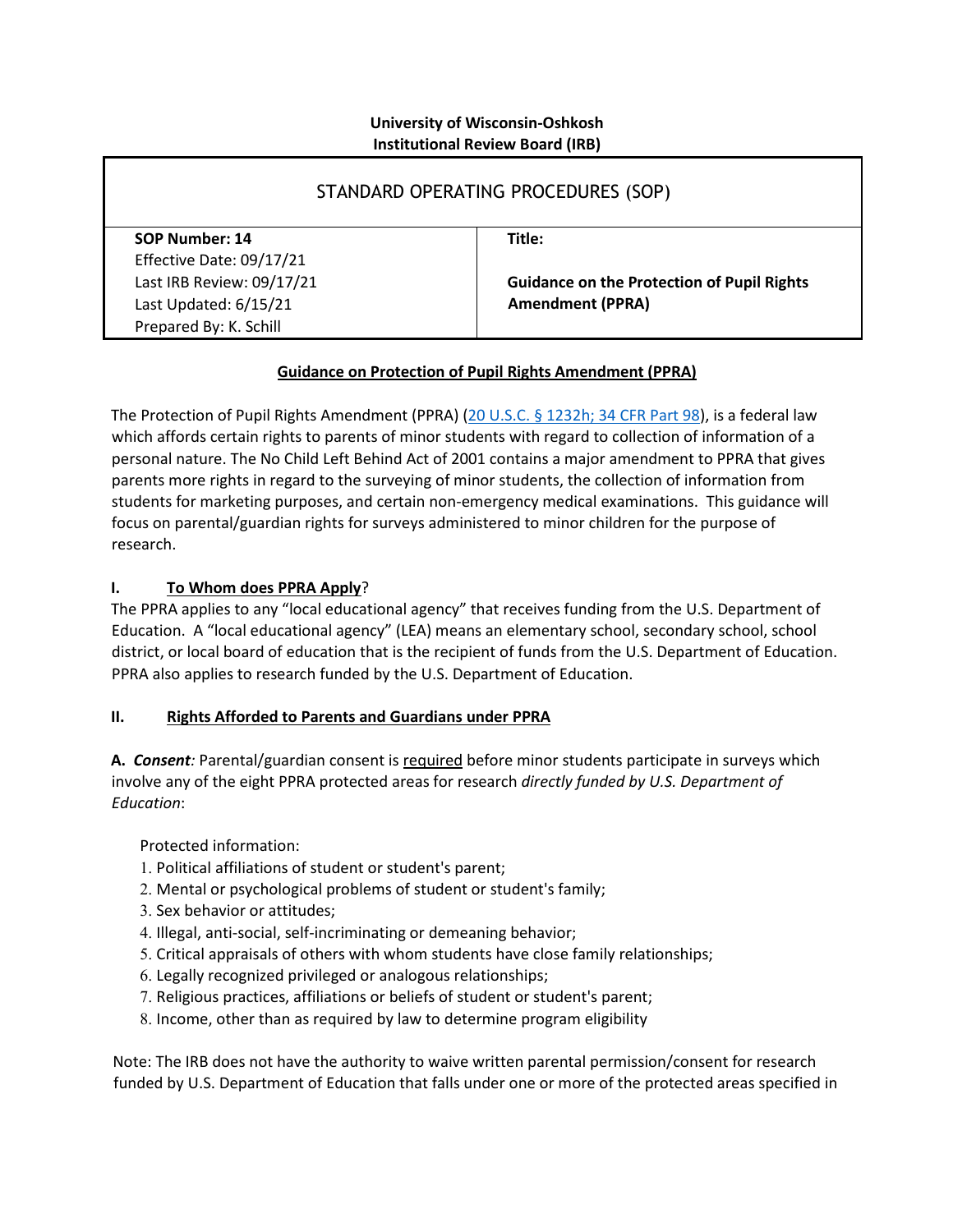**University of Wisconsin-Oshkosh**
**Institutional Review Board (IRB)**

| STANDARD OPERATING PROCEDURES (SOP) | |
|---|---|
| **SOP Number: 14**<br>Effective Date: 09/17/21<br>Last IRB Review: 09/17/21<br>Last Updated: 6/15/21<br>Prepared By: K. Schill | **Title:**<br><br>**Guidance on the Protection of Pupil Rights Amendment (PPRA)** |

## Guidance on Protection of Pupil Rights Amendment (PPRA)

The Protection of Pupil Rights Amendment (PPRA) ([20 U.S.C. § 1232h; 34 CFR Part 98](#)), is a federal law which affords certain rights to parents of minor students with regard to collection of information of a personal nature. The No Child Left Behind Act of 2001 contains a major amendment to PPRA that gives parents more rights in regard to the surveying of minor students, the collection of information from students for marketing purposes, and certain non-emergency medical examinations. This guidance will focus on parental/guardian rights for surveys administered to minor children for the purpose of research.

### I. To Whom does PPRA Apply?

The PPRA applies to any "local educational agency" that receives funding from the U.S. Department of Education. A "local educational agency" (LEA) means an elementary school, secondary school, school district, or local board of education that is the recipient of funds from the U.S. Department of Education. PPRA also applies to research funded by the U.S. Department of Education.

### II. Rights Afforded to Parents and Guardians under PPRA

**A.** ***Consent****:* Parental/guardian consent is required before minor students participate in surveys which involve any of the eight PPRA protected areas for research *directly funded by U.S. Department of Education*:

Protected information:

1. Political affiliations of student or student's parent;
2. Mental or psychological problems of student or student's family;
3. Sex behavior or attitudes;
4. Illegal, anti-social, self-incriminating or demeaning behavior;
5. Critical appraisals of others with whom students have close family relationships;
6. Legally recognized privileged or analogous relationships;
7. Religious practices, affiliations or beliefs of student or student's parent;
8. Income, other than as required by law to determine program eligibility

Note: The IRB does not have the authority to waive written parental permission/consent for research funded by U.S. Department of Education that falls under one or more of the protected areas specified in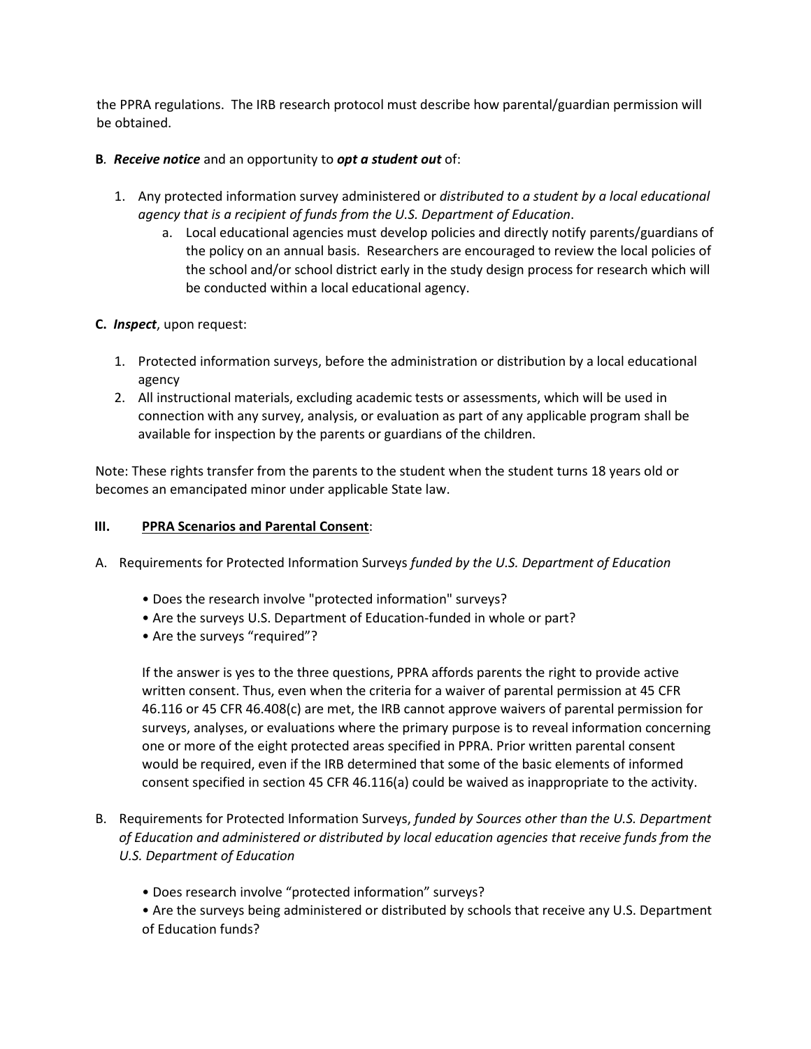the PPRA regulations. The IRB research protocol must describe how parental/guardian permission will be obtained.

**B**. ***Receive notice*** and an opportunity to ***opt a student out*** of:

1. Any protected information survey administered or *distributed to a student by a local educational agency that is a recipient of funds from the U.S. Department of Education*.
   a. Local educational agencies must develop policies and directly notify parents/guardians of the policy on an annual basis. Researchers are encouraged to review the local policies of the school and/or school district early in the study design process for research which will be conducted within a local educational agency.

**C.** ***Inspect***, upon request:

1. Protected information surveys, before the administration or distribution by a local educational agency
2. All instructional materials, excluding academic tests or assessments, which will be used in connection with any survey, analysis, or evaluation as part of any applicable program shall be available for inspection by the parents or guardians of the children.

Note: These rights transfer from the parents to the student when the student turns 18 years old or becomes an emancipated minor under applicable State law.

## III. <u>PPRA Scenarios and Parental Consent</u>:

A. Requirements for Protected Information Surveys *funded by the U.S. Department of Education*

- Does the research involve "protected information" surveys?
- Are the surveys U.S. Department of Education-funded in whole or part?
- Are the surveys “required”?

If the answer is yes to the three questions, PPRA affords parents the right to provide active written consent. Thus, even when the criteria for a waiver of parental permission at 45 CFR 46.116 or 45 CFR 46.408(c) are met, the IRB cannot approve waivers of parental permission for surveys, analyses, or evaluations where the primary purpose is to reveal information concerning one or more of the eight protected areas specified in PPRA. Prior written parental consent would be required, even if the IRB determined that some of the basic elements of informed consent specified in section 45 CFR 46.116(a) could be waived as inappropriate to the activity.

B. Requirements for Protected Information Surveys, *funded by Sources other than the U.S. Department of Education and administered or distributed by local education agencies that receive funds from the U.S. Department of Education*

- Does research involve “protected information” surveys?
- Are the surveys being administered or distributed by schools that receive any U.S. Department of Education funds?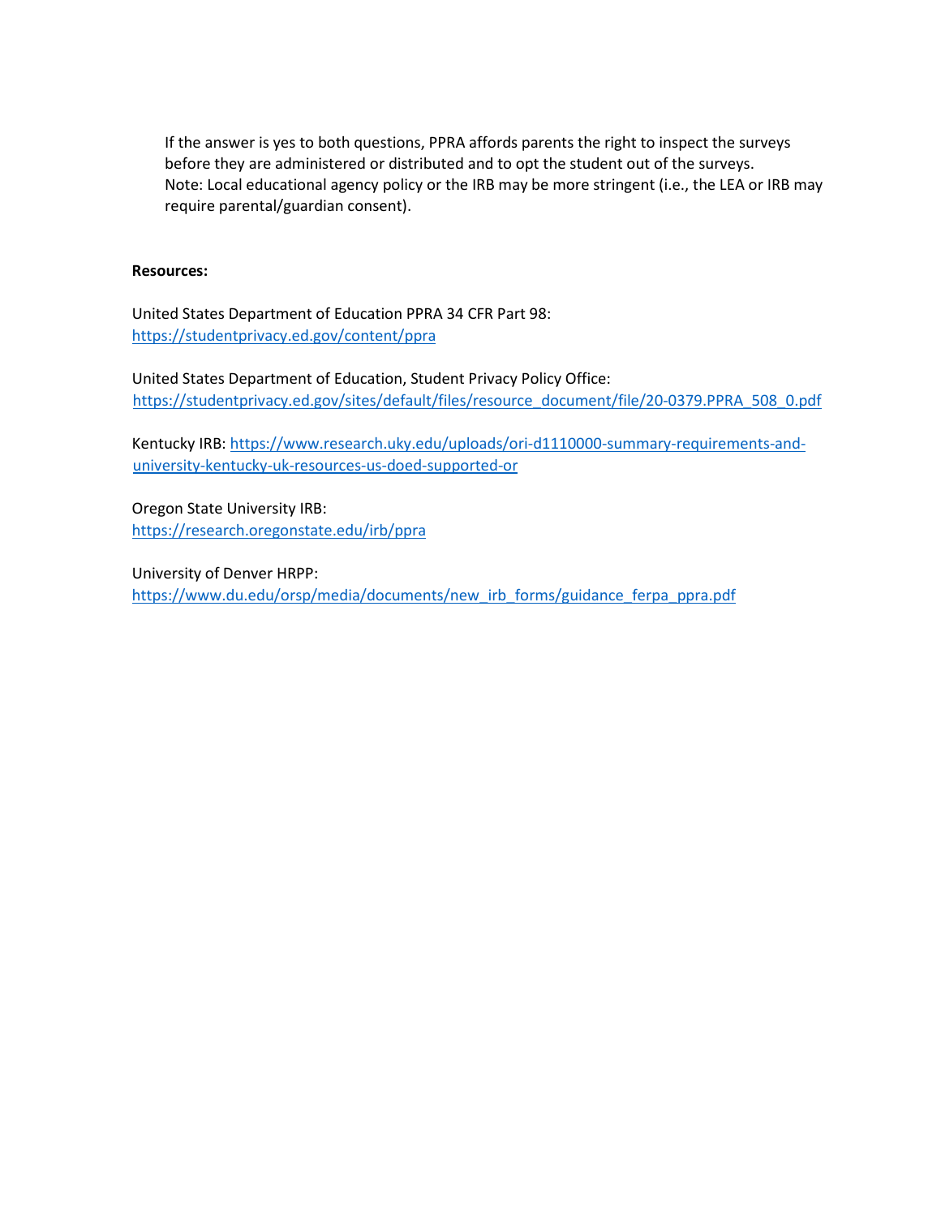If the answer is yes to both questions, PPRA affords parents the right to inspect the surveys before they are administered or distributed and to opt the student out of the surveys.
Note: Local educational agency policy or the IRB may be more stringent (i.e., the LEA or IRB may require parental/guardian consent).

**Resources:**

United States Department of Education PPRA 34 CFR Part 98:
https://studentprivacy.ed.gov/content/ppra

United States Department of Education, Student Privacy Policy Office:
https://studentprivacy.ed.gov/sites/default/files/resource_document/file/20-0379.PPRA_508_0.pdf

Kentucky IRB: https://www.research.uky.edu/uploads/ori-d1110000-summary-requirements-and-university-kentucky-uk-resources-us-doed-supported-or

Oregon State University IRB:
https://research.oregonstate.edu/irb/ppra

University of Denver HRPP:
https://www.du.edu/orsp/media/documents/new_irb_forms/guidance_ferpa_ppra.pdf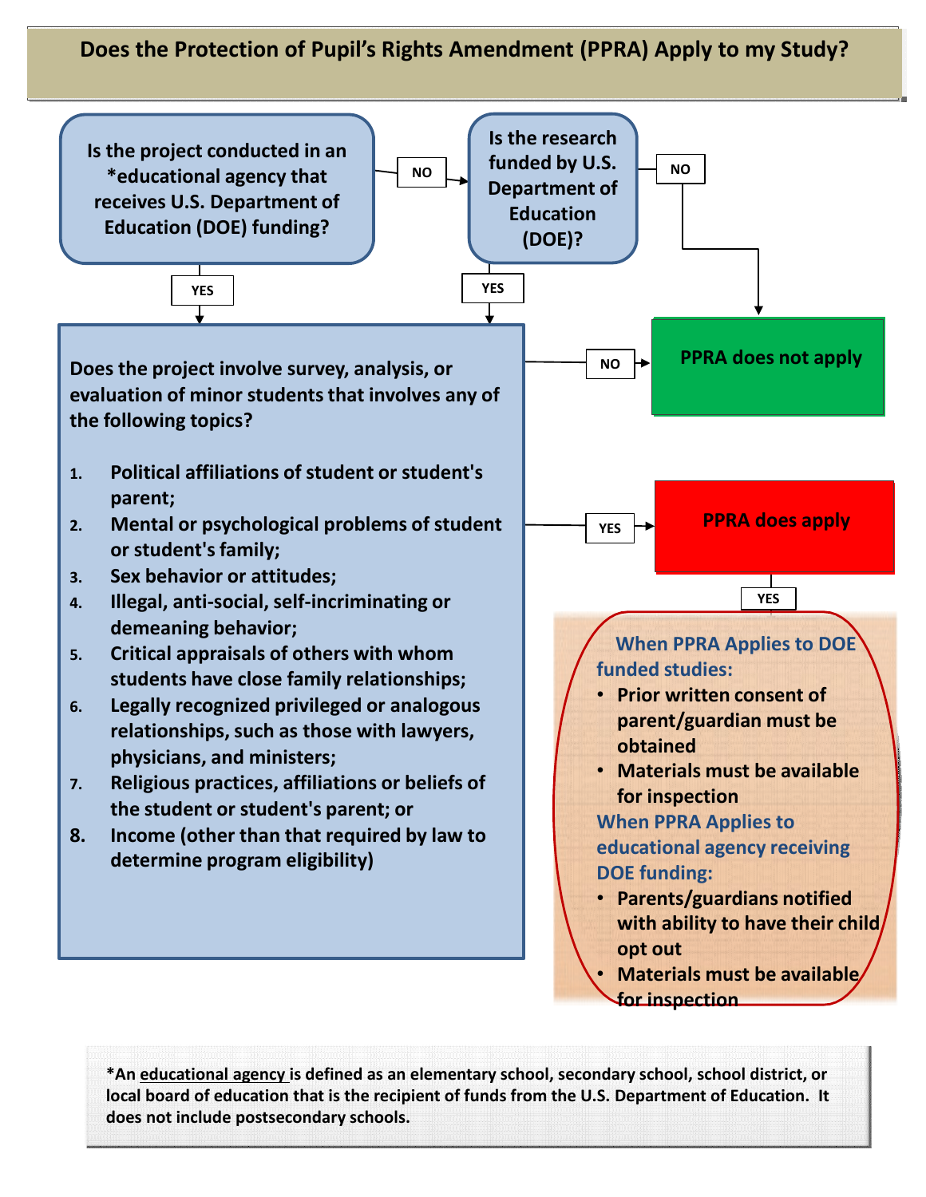# Does the Protection of Pupil's Rights Amendment (PPRA) Apply to my Study?

**Is the project conducted in an *educational agency that receives U.S. Department of Education (DOE) funding?**

- NO → **Is the research funded by U.S. Department of Education (DOE)?**
  - NO → **PPRA does not apply**
  - YES → (see question below)
- YES → (see question below)

**Does the project involve survey, analysis, or evaluation of minor students that involves any of the following topics?**

1. Political affiliations of student or student's parent;
2. Mental or psychological problems of student or student's family;
3. Sex behavior or attitudes;
4. Illegal, anti-social, self-incriminating or demeaning behavior;
5. Critical appraisals of others with whom students have close family relationships;
6. Legally recognized privileged or analogous relationships, such as those with lawyers, physicians, and ministers;
7. Religious practices, affiliations or beliefs of the student or student's parent; or
8. Income (other than that required by law to determine program eligibility)

- NO → **PPRA does not apply**
- YES → **PPRA does apply**
  - YES →

**When PPRA Applies to DOE funded studies:**

- Prior written consent of parent/guardian must be obtained
- Materials must be available for inspection

**When PPRA Applies to educational agency receiving DOE funding:**

- Parents/guardians notified with ability to have their child opt out
- Materials must be available for inspection

*An educational agency is defined as an elementary school, secondary school, school district, or local board of education that is the recipient of funds from the U.S. Department of Education. It does not include postsecondary schools.